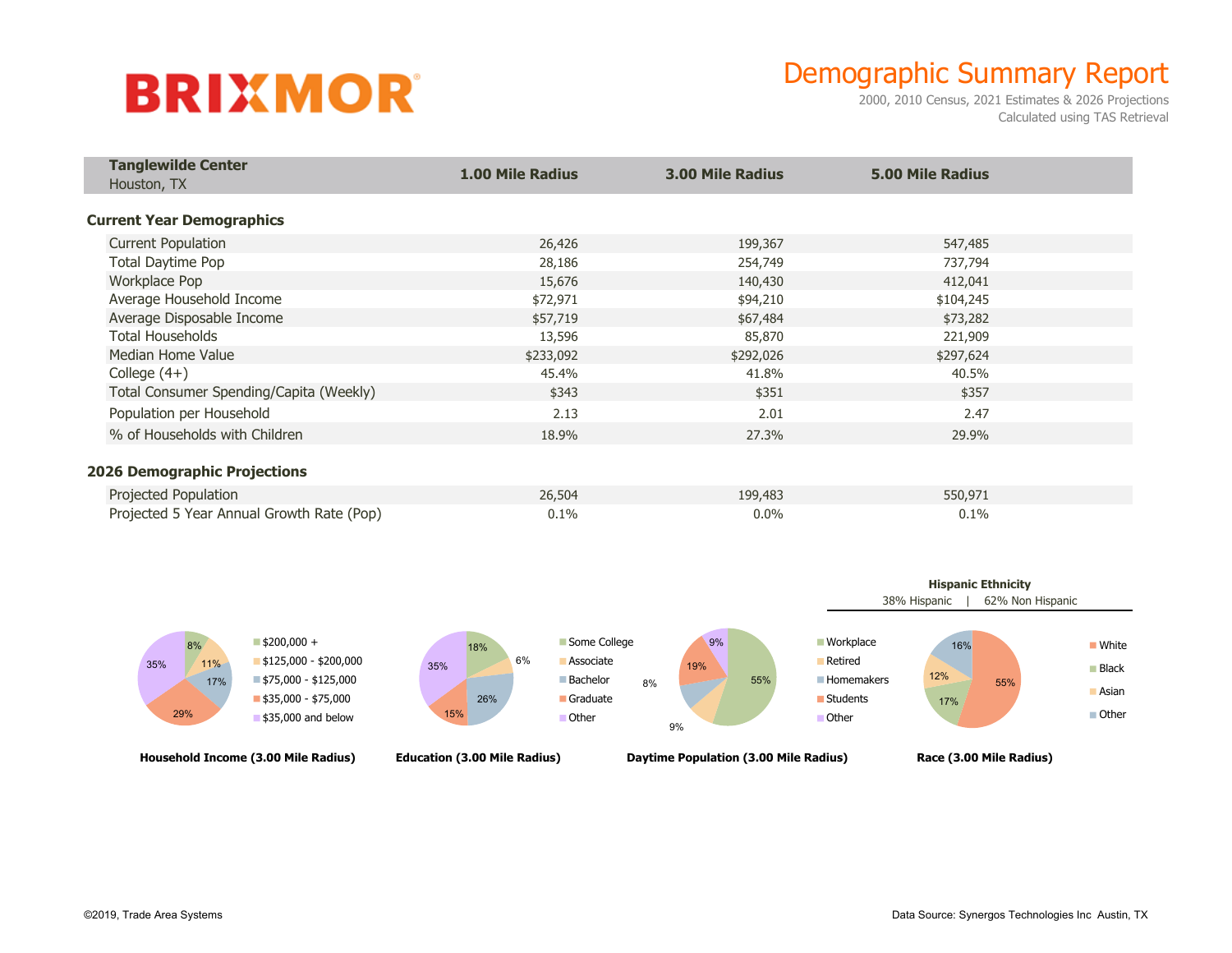BRIXMOR

# Demographic Summary Report

2000, 2010 Census, 2021 Estimates & 2026 Projections
Calculated using TAS Retrieval

| **Tanglewilde Center** Houston, TX | **1.00 Mile Radius** | **3.00 Mile Radius** | **5.00 Mile Radius** |
|---|---|---|---|
| **Current Year Demographics** | | | |
| Current Population | 26,426 | 199,367 | 547,485 |
| Total Daytime Pop | 28,186 | 254,749 | 737,794 |
| Workplace Pop | 15,676 | 140,430 | 412,041 |
| Average Household Income | $72,971 | $94,210 | $104,245 |
| Average Disposable Income | $57,719 | $67,484 | $73,282 |
| Total Households | 13,596 | 85,870 | 221,909 |
| Median Home Value | $233,092 | $292,026 | $297,624 |
| College (4+) | 45.4% | 41.8% | 40.5% |
| Total Consumer Spending/Capita (Weekly) | $343 | $351 | $357 |
| Population per Household | 2.13 | 2.01 | 2.47 |
| % of Households with Children | 18.9% | 27.3% | 29.9% |
| **2026 Demographic Projections** | | | |
| Projected Population | 26,504 | 199,483 | 550,971 |
| Projected 5 Year Annual Growth Rate (Pop) | 0.1% | 0.0% | 0.1% |

**Household Income (3.00 Mile Radius)**

| Category | % |
|---|---|
| $200,000 + | 8% |
| $125,000 - $200,000 | 11% |
| $75,000 - $125,000 | 17% |
| $35,000 - $75,000 | 29% |
| $35,000 and below | 35% |

**Education (3.00 Mile Radius)**

| Category | % |
|---|---|
| Some College | 18% |
| Associate | 6% |
| Bachelor | 26% |
| Graduate | 15% |
| Other | 35% |

**Daytime Population (3.00 Mile Radius)**

| Category | % |
|---|---|
| Workplace | 55% |
| Retired | 9% |
| Homemakers | 8% |
| Students | 19% |
| Other | 9% |

**Hispanic Ethnicity**

38% Hispanic | 62% Non Hispanic

**Race (3.00 Mile Radius)**

| Category | % |
|---|---|
| White | 55% |
| Black | 17% |
| Asian | 12% |
| Other | 16% |

©2019, Trade Area Systems

Data Source: Synergos Technologies Inc Austin, TX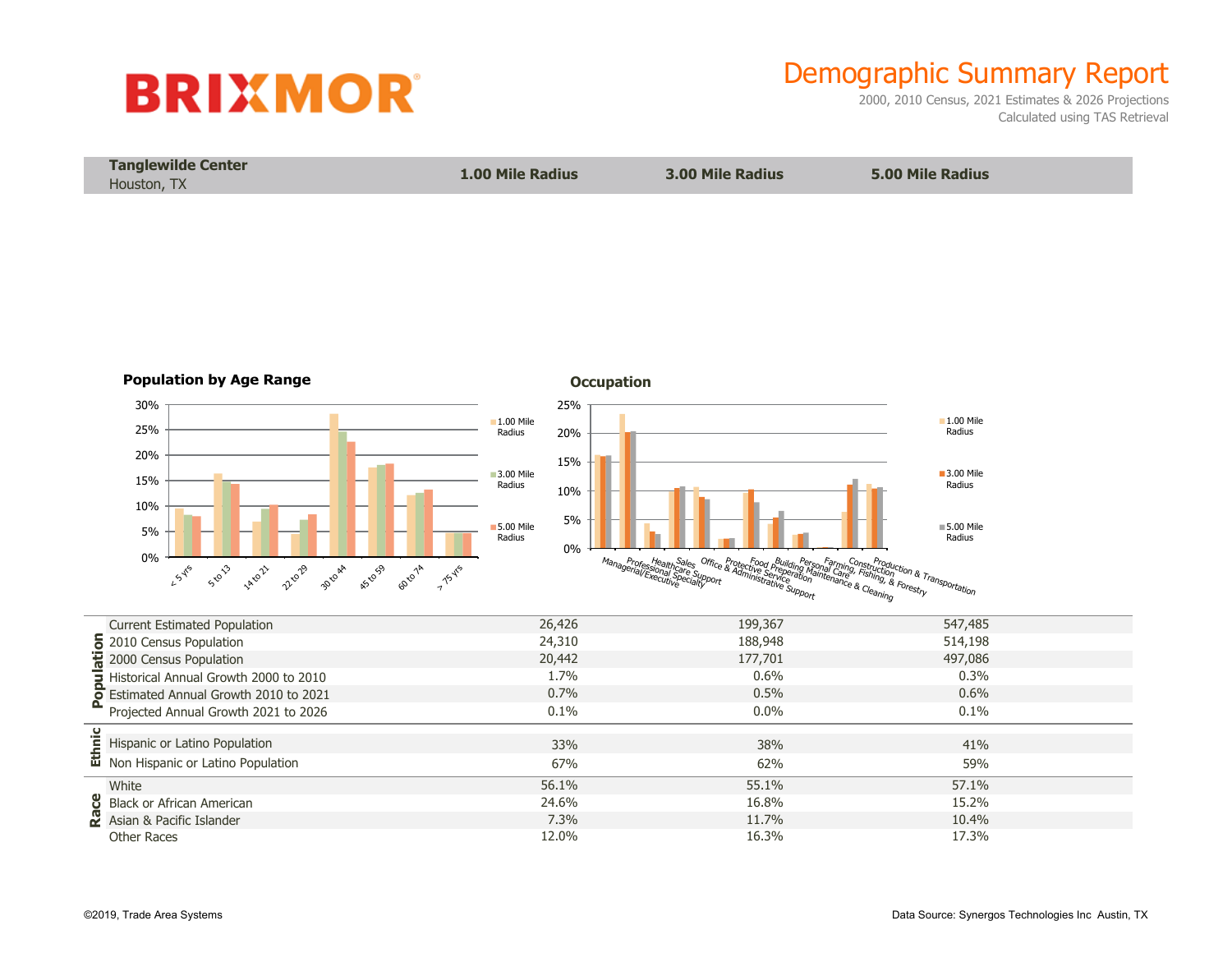# BRIXMOR

## Demographic Summary Report

2000, 2010 Census, 2021 Estimates & 2026 Projections
Calculated using TAS Retrieval

| Tanglewilde Center Houston, TX | 1.00 Mile Radius | 3.00 Mile Radius | 5.00 Mile Radius |
|---|---|---|---|

**Population by Age Range**

30%
25%
20%
15%
10%
5%
0%

< 5 yrs
5 to 13
14 to 21
22 to 29
30 to 44
45 to 59
60 to 74
> 75 yrs

1.00 Mile Radius
3.00 Mile Radius
5.00 Mile Radius

**Occupation**

25%
20%
15%
10%
5%
0%

Managerial/Executive
Professional Specialty
Healthcare Support
Sales
Office & Administrative Support
Protective Service
Food Preperation
Building Maintenance & Cleaning
Personal Care
Farming, Fishing, & Forestry
Construction
Production & Transportation

1.00 Mile Radius
3.00 Mile Radius
5.00 Mile Radius

| | | 1.00 Mile Radius | 3.00 Mile Radius | 5.00 Mile Radius |
|---|---|---|---|---|
| **Population** | Current Estimated Population | 26,426 | 199,367 | 547,485 |
| | 2010 Census Population | 24,310 | 188,948 | 514,198 |
| | 2000 Census Population | 20,442 | 177,701 | 497,086 |
| | Historical Annual Growth 2000 to 2010 | 1.7% | 0.6% | 0.3% |
| | Estimated Annual Growth 2010 to 2021 | 0.7% | 0.5% | 0.6% |
| | Projected Annual Growth 2021 to 2026 | 0.1% | 0.0% | 0.1% |
| **Ethnic** | Hispanic or Latino Population | 33% | 38% | 41% |
| | Non Hispanic or Latino Population | 67% | 62% | 59% |
| **Race** | White | 56.1% | 55.1% | 57.1% |
| | Black or African American | 24.6% | 16.8% | 15.2% |
| | Asian & Pacific Islander | 7.3% | 11.7% | 10.4% |
| | Other Races | 12.0% | 16.3% | 17.3% |

©2019, Trade Area Systems

Data Source: Synergos Technologies Inc Austin, TX